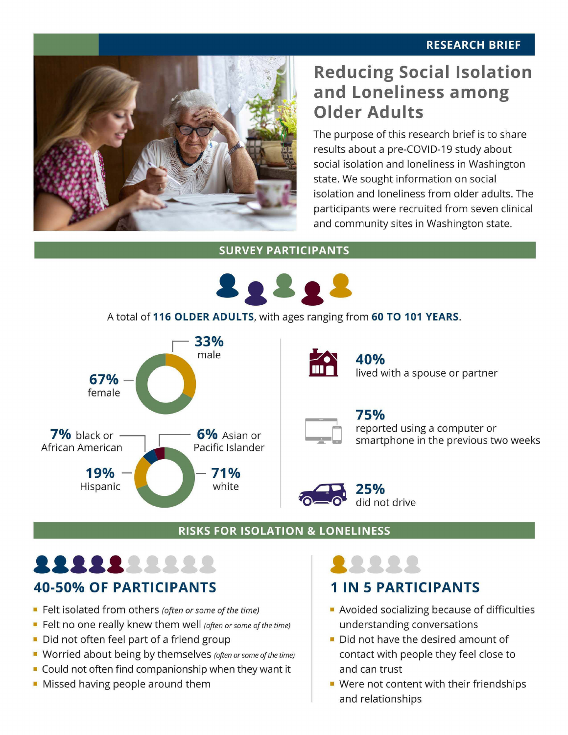RESEARCH BRIEF

# Reducing Social Isolation and Loneliness among Older Adults

The purpose of this research brief is to share results about a pre-COVID-19 study about social isolation and loneliness in Washington state. We sought information on social isolation and loneliness from older adults. The participants were recruited from seven clinical and community sites in Washington state.

## SURVEY PARTICIPANTS

A total of **116 OLDER ADULTS**, with ages ranging from **60 TO 101 YEARS**.

- **33%** male
- **67%** female

- **7%** black or African American
- **6%** Asian or Pacific Islander
- **19%** Hispanic
- **71%** white

- **40%** lived with a spouse or partner
- **75%** reported using a computer or smartphone in the previous two weeks
- **25%** did not drive

## RISKS FOR ISOLATION & LONELINESS

### 40-50% OF PARTICIPANTS

- Felt isolated from others *(often or some of the time)*
- Felt no one really knew them well *(often or some of the time)*
- Did not often feel part of a friend group
- Worried about being by themselves *(often or some of the time)*
- Could not often find companionship when they want it
- Missed having people around them

### 1 IN 5 PARTICIPANTS

- Avoided socializing because of difficulties understanding conversations
- Did not have the desired amount of contact with people they feel close to and can trust
- Were not content with their friendships and relationships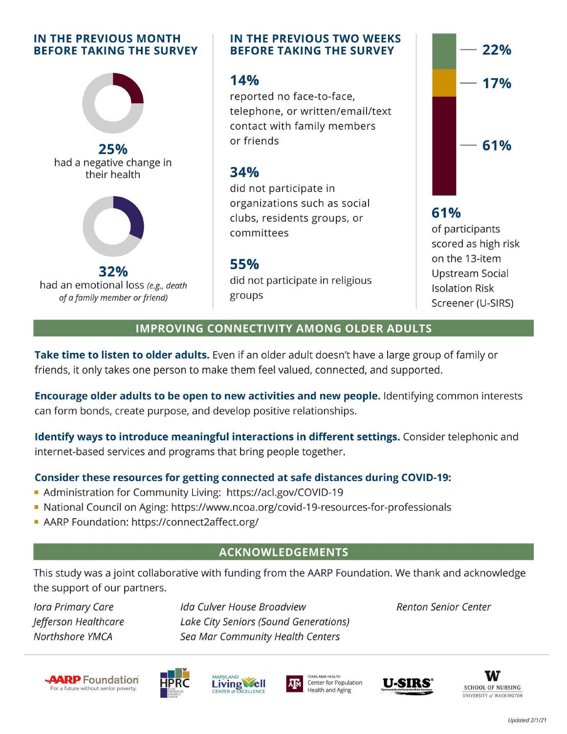## IN THE PREVIOUS MONTH BEFORE TAKING THE SURVEY

**25%**
had a negative change in their health

**32%**
had an emotional loss *(e.g., death of a family member or friend)*

## IN THE PREVIOUS TWO WEEKS BEFORE TAKING THE SURVEY

**14%**
reported no face-to-face, telephone, or written/email/text contact with family members or friends

**34%**
did not participate in organizations such as social clubs, residents groups, or committees

**55%**
did not participate in religious groups

22%
17%
61%

**61%**
of participants scored as high risk on the 13-item Upstream Social Isolation Risk Screener (U-SIRS)

## IMPROVING CONNECTIVITY AMONG OLDER ADULTS

**Take time to listen to older adults.** Even if an older adult doesn't have a large group of family or friends, it only takes one person to make them feel valued, connected, and supported.

**Encourage older adults to be open to new activities and new people.** Identifying common interests can form bonds, create purpose, and develop positive relationships.

**Identify ways to introduce meaningful interactions in different settings.** Consider telephonic and internet-based services and programs that bring people together.

**Consider these resources for getting connected at safe distances during COVID-19:**

- Administration for Community Living: https://acl.gov/COVID-19
- National Council on Aging: https://www.ncoa.org/covid-19-resources-for-professionals
- AARP Foundation: https://connect2affect.org/

## ACKNOWLEDGEMENTS

This study was a joint collaborative with funding from the AARP Foundation. We thank and acknowledge the support of our partners.

*Iora Primary Care*
*Jefferson Healthcare*
*Northshore YMCA*
*Ida Culver House Broadview*
*Lake City Seniors (Sound Generations)*
*Sea Mar Community Health Centers*
*Renton Senior Center*

AARP Foundation — For a future without senior poverty.
HPRC — A CDC Prevention Research Center
Maryland Living Well Center of Excellence
Texas A&M Health — Center for Population Health and Aging
U-SIRS — Upstream Social Isolation Risk Screener
W — School of Nursing, University of Washington

*Updated 2/1/21*